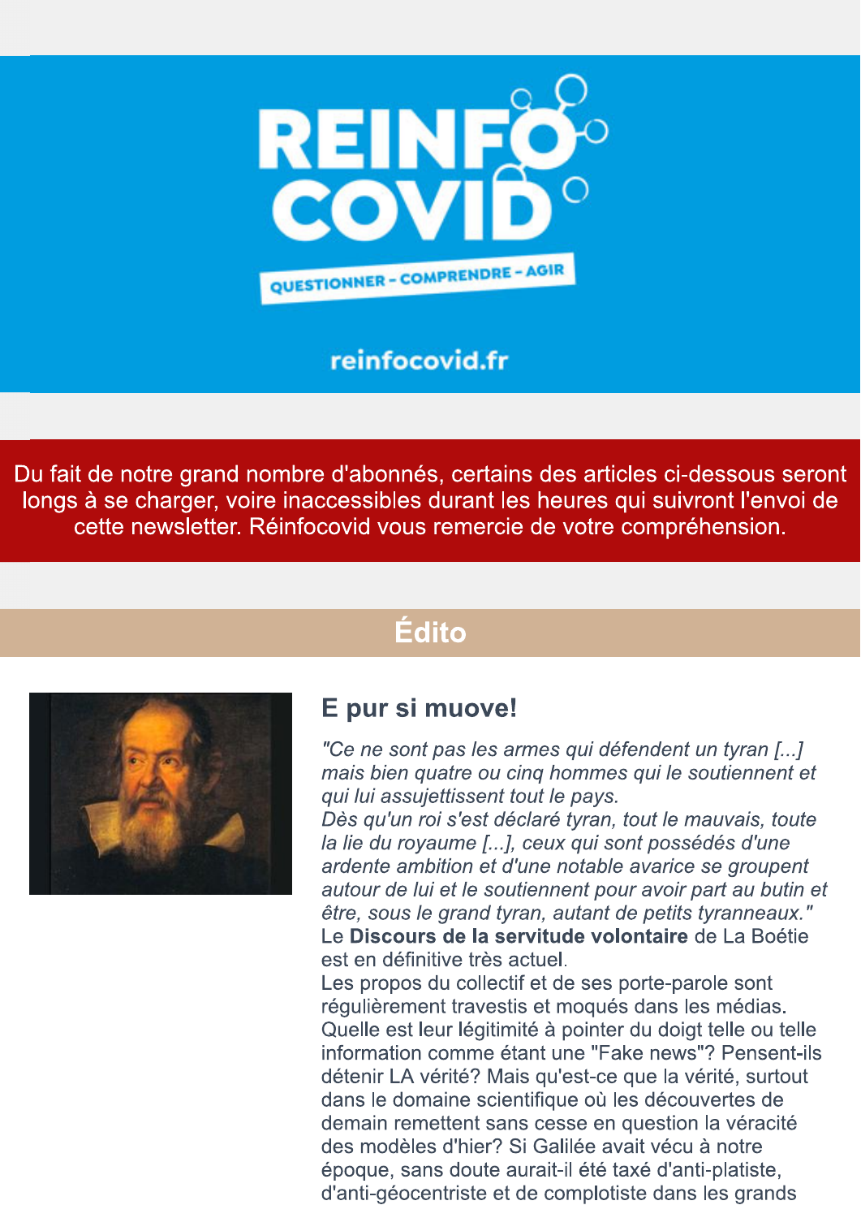# REINFO COVID

QUESTIONNER - COMPRENDRE - AGIR

reinfocovid.fr

Du fait de notre grand nombre d'abonnés, certains des articles ci-dessous seront longs à se charger, voire inaccessibles durant les heures qui suivront l'envoi de cette newsletter. Réinfocovid vous remercie de votre compréhension.

## Édito

### E pur si muove!

*"Ce ne sont pas les armes qui défendent un tyran [...] mais bien quatre ou cinq hommes qui le soutiennent et qui lui assujettissent tout le pays.*
*Dès qu'un roi s'est déclaré tyran, tout le mauvais, toute la lie du royaume [...], ceux qui sont possédés d'une ardente ambition et d'une notable avarice se groupent autour de lui et le soutiennent pour avoir part au butin et être, sous le grand tyran, autant de petits tyranneaux."*
Le **Discours de la servitude volontaire** de La Boétie est en définitive très actuel.
Les propos du collectif et de ses porte-parole sont régulièrement travestis et moqués dans les médias. Quelle est leur légitimité à pointer du doigt telle ou telle information comme étant une "Fake news"? Pensent-ils détenir LA vérité? Mais qu'est-ce que la vérité, surtout dans le domaine scientifique où les découvertes de demain remettent sans cesse en question la véracité des modèles d'hier? Si Galilée avait vécu à notre époque, sans doute aurait-il été taxé d'anti-platiste, d'anti-géocentriste et de complotiste dans les grands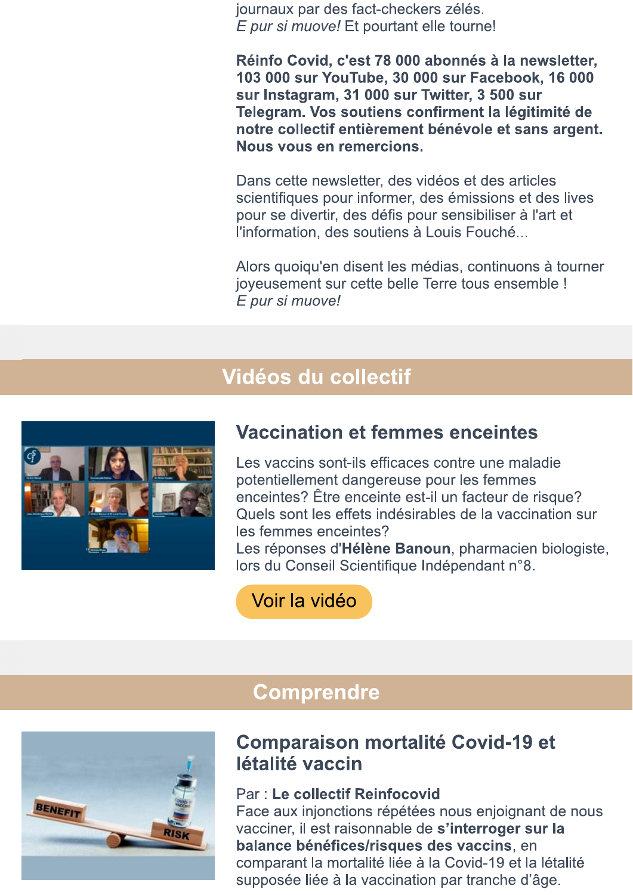journaux par des fact-checkers zélés.
*E pur si muove!* Et pourtant elle tourne!

**Réinfo Covid, c'est 78 000 abonnés à la newsletter, 103 000 sur YouTube, 30 000 sur Facebook, 16 000 sur Instagram, 31 000 sur Twitter, 3 500 sur Telegram. Vos soutiens confirment la légitimité de notre collectif entièrement bénévole et sans argent. Nous vous en remercions.**

Dans cette newsletter, des vidéos et des articles scientifiques pour informer, des émissions et des lives pour se divertir, des défis pour sensibiliser à l'art et l'information, des soutiens à Louis Fouché...

Alors quoiqu'en disent les médias, continuons à tourner joyeusement sur cette belle Terre tous ensemble !
*E pur si muove!*

## Vidéos du collectif

### Vaccination et femmes enceintes

Les vaccins sont-ils efficaces contre une maladie potentiellement dangereuse pour les femmes enceintes? Être enceinte est-il un facteur de risque? Quels sont les effets indésirables de la vaccination sur les femmes enceintes?
Les réponses d'**Hélène Banoun**, pharmacien biologiste, lors du Conseil Scientifique Indépendant n°8.

Voir la vidéo

## Comprendre

### Comparaison mortalité Covid-19 et létalité vaccin

Par : **Le collectif Reinfocovid**
Face aux injonctions répétées nous enjoignant de nous vacciner, il est raisonnable de **s'interroger sur la balance bénéfices/risques des vaccins**, en comparant la mortalité liée à la Covid-19 et la létalité supposée liée à la vaccination par tranche d'âge.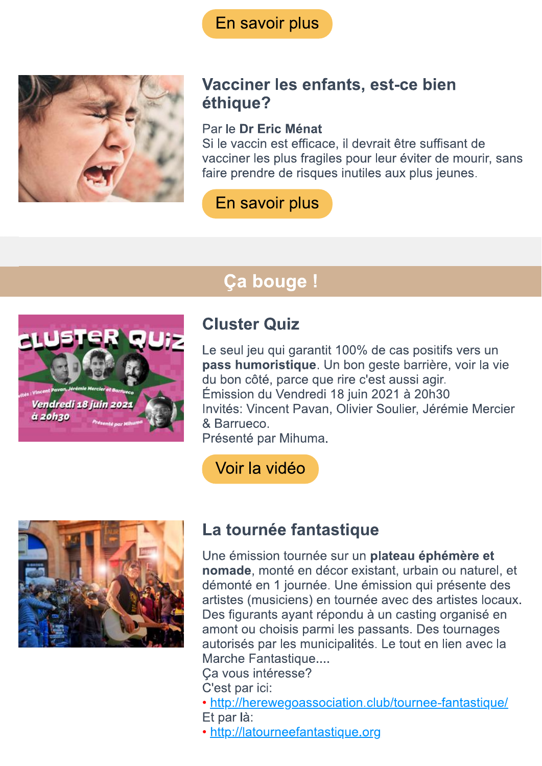En savoir plus

### Vacciner les enfants, est-ce bien éthique?

Par le **Dr Eric Ménat**
Si le vaccin est efficace, il devrait être suffisant de vacciner les plus fragiles pour leur éviter de mourir, sans faire prendre de risques inutiles aux plus jeunes.

En savoir plus

## Ça bouge !

### Cluster Quiz

Le seul jeu qui garantit 100% de cas positifs vers un **pass humoristique**. Un bon geste barrière, voir la vie du bon côté, parce que rire c'est aussi agir.
Émission du Vendredi 18 juin 2021 à 20h30
Invités: Vincent Pavan, Olivier Soulier, Jérémie Mercier & Barrueco.
Présenté par Mihuma.

Voir la vidéo

### La tournée fantastique

Une émission tournée sur un **plateau éphémère et nomade**, monté en décor existant, urbain ou naturel, et démonté en 1 journée. Une émission qui présente des artistes (musiciens) en tournée avec des artistes locaux. Des figurants ayant répondu à un casting organisé en amont ou choisis parmi les passants. Des tournages autorisés par les municipalités. Le tout en lien avec la Marche Fantastique....
Ça vous intéresse?
C'est par ici:

- http://herewegoassociation.club/tournee-fantastique/

Et par là:

- http://latourneefantastique.org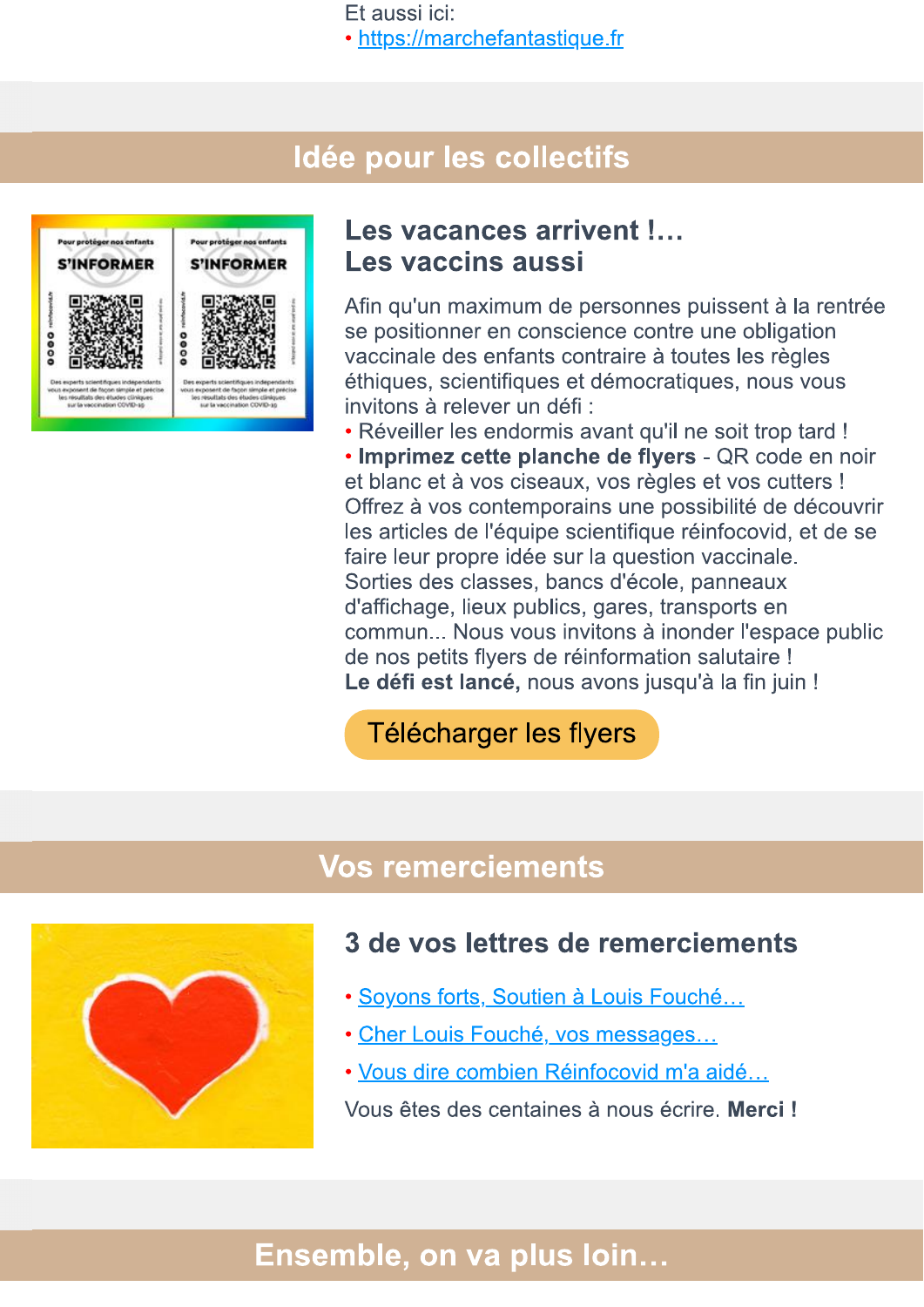Et aussi ici:
- https://marchefantastique.fr

## Idée pour les collectifs

### Les vacances arrivent !…
### Les vaccins aussi

Afin qu'un maximum de personnes puissent à la rentrée se positionner en conscience contre une obligation vaccinale des enfants contraire à toutes les règles éthiques, scientifiques et démocratiques, nous vous invitons à relever un défi :

- Réveiller les endormis avant qu'il ne soit trop tard !
- **Imprimez cette planche de flyers** - QR code en noir et blanc et à vos ciseaux, vos règles et vos cutters !

Offrez à vos contemporains une possibilité de découvrir les articles de l'équipe scientifique réinfocovid, et de se faire leur propre idée sur la question vaccinale.
Sorties des classes, bancs d'école, panneaux d'affichage, lieux publics, gares, transports en commun... Nous vous invitons à inonder l'espace public de nos petits flyers de réinformation salutaire !
**Le défi est lancé,** nous avons jusqu'à la fin juin !

Télécharger les flyers

## Vos remerciements

### 3 de vos lettres de remerciements

- Soyons forts, Soutien à Louis Fouché…
- Cher Louis Fouché, vos messages…
- Vous dire combien Réinfocovid m'a aidé…

Vous êtes des centaines à nous écrire. **Merci !**

## Ensemble, on va plus loin…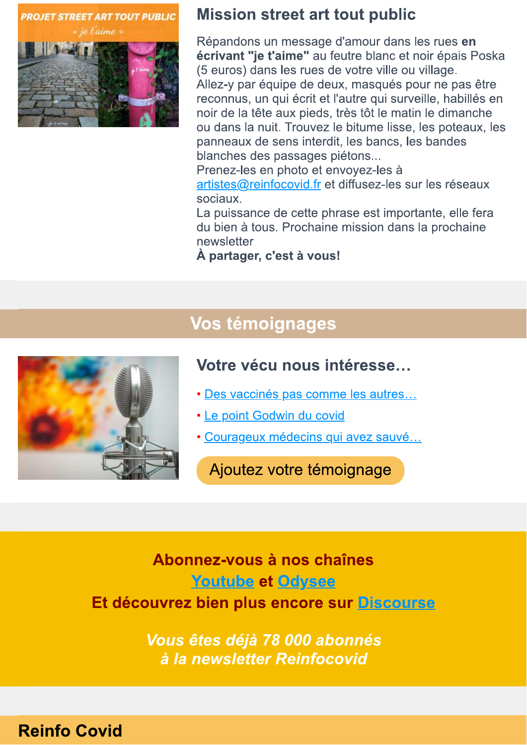## Mission street art tout public

Répandons un message d'amour dans les rues **en écrivant "je t'aime"** au feutre blanc et noir épais Poska (5 euros) dans les rues de votre ville ou village.
Allez-y par équipe de deux, masqués pour ne pas être reconnus, un qui écrit et l'autre qui surveille, habillés en noir de la tête aux pieds, très tôt le matin le dimanche ou dans la nuit. Trouvez le bitume lisse, les poteaux, les panneaux de sens interdit, les bancs, les bandes blanches des passages piétons...
Prenez-les en photo et envoyez-les à artistes@reinfocovid.fr et diffusez-les sur les réseaux sociaux.
La puissance de cette phrase est importante, elle fera du bien à tous. Prochaine mission dans la prochaine newsletter
**À partager, c'est à vous!**

## Vos témoignages

### Votre vécu nous intéresse…

- Des vaccinés pas comme les autres…
- Le point Godwin du covid
- Courageux médecins qui avez sauvé…

Ajoutez votre témoignage

**Abonnez-vous à nos chaînes**
**Youtube et Odysee**
**Et découvrez bien plus encore sur Discourse**

***Vous êtes déjà 78 000 abonnés à la newsletter Reinfocovid***

## Reinfo Covid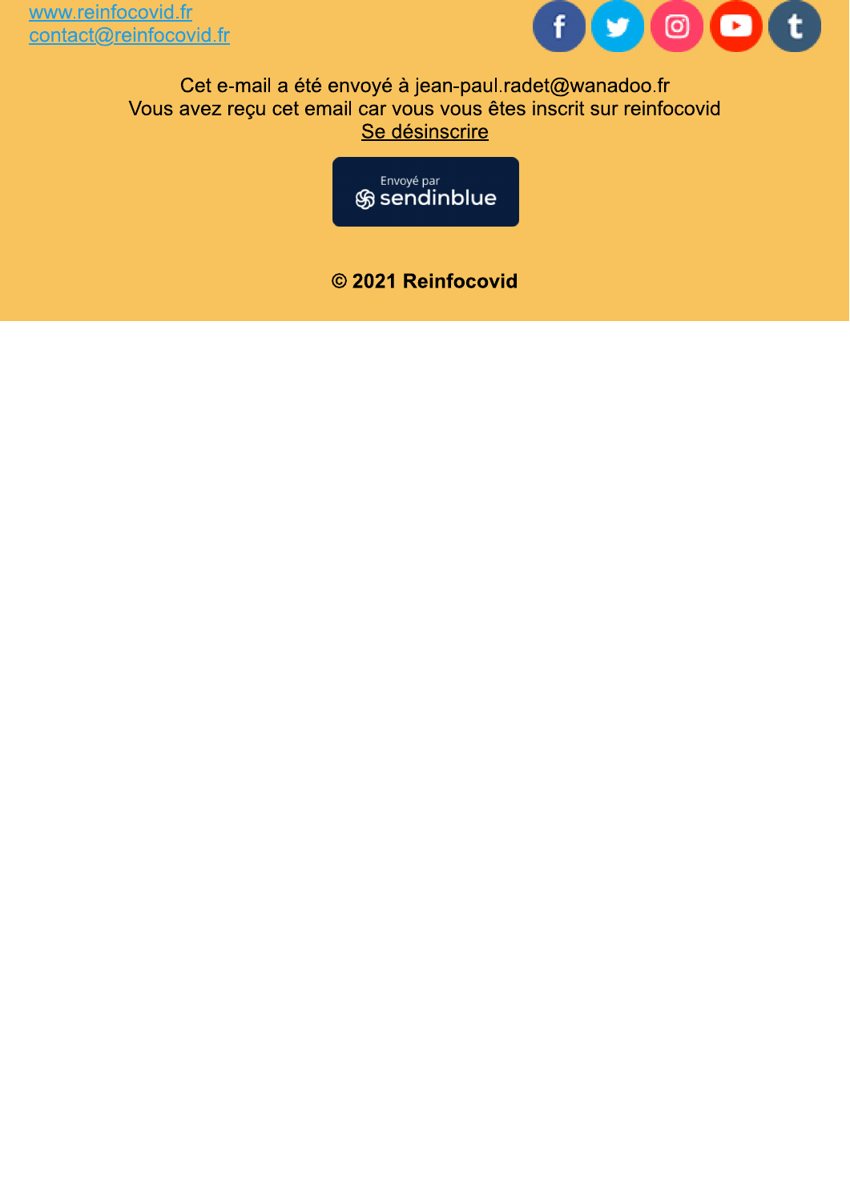www.reinfocovid.fr
contact@reinfocovid.fr

Cet e-mail a été envoyé à jean-paul.radet@wanadoo.fr
Vous avez reçu cet email car vous vous êtes inscrit sur reinfocovid
Se désinscrire

Envoyé par sendinblue

**© 2021 Reinfocovid**